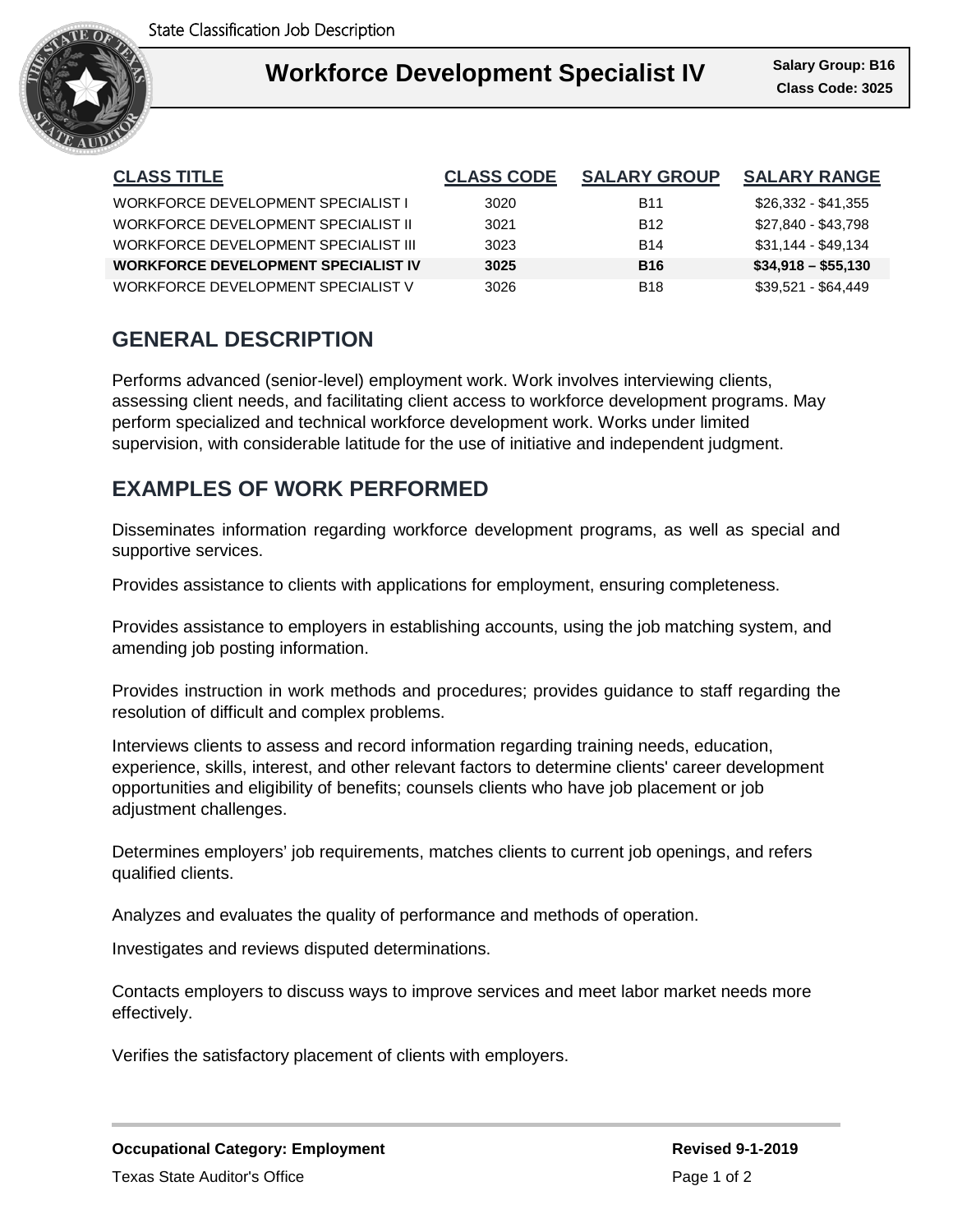# Workforce Development Specialist IV

**Salary Group: B16**
**Class Code: 3025**

| CLASS TITLE | CLASS CODE | SALARY GROUP | SALARY RANGE |
|---|---|---|---|
| WORKFORCE DEVELOPMENT SPECIALIST I | 3020 | B11 | $26,332 - $41,355 |
| WORKFORCE DEVELOPMENT SPECIALIST II | 3021 | B12 | $27,840 - $43,798 |
| WORKFORCE DEVELOPMENT SPECIALIST III | 3023 | B14 | $31,144 - $49,134 |
| **WORKFORCE DEVELOPMENT SPECIALIST IV** | **3025** | **B16** | **$34,918 – $55,130** |
| WORKFORCE DEVELOPMENT SPECIALIST V | 3026 | B18 | $39,521 - $64,449 |

## GENERAL DESCRIPTION

Performs advanced (senior-level) employment work. Work involves interviewing clients, assessing client needs, and facilitating client access to workforce development programs. May perform specialized and technical workforce development work. Works under limited supervision, with considerable latitude for the use of initiative and independent judgment.

## EXAMPLES OF WORK PERFORMED

Disseminates information regarding workforce development programs, as well as special and supportive services.

Provides assistance to clients with applications for employment, ensuring completeness.

Provides assistance to employers in establishing accounts, using the job matching system, and amending job posting information.

Provides instruction in work methods and procedures; provides guidance to staff regarding the resolution of difficult and complex problems.

Interviews clients to assess and record information regarding training needs, education, experience, skills, interest, and other relevant factors to determine clients' career development opportunities and eligibility of benefits; counsels clients who have job placement or job adjustment challenges.

Determines employers' job requirements, matches clients to current job openings, and refers qualified clients.

Analyzes and evaluates the quality of performance and methods of operation.

Investigates and reviews disputed determinations.

Contacts employers to discuss ways to improve services and meet labor market needs more effectively.

Verifies the satisfactory placement of clients with employers.

**Occupational Category: Employment**

**Revised 9-1-2019**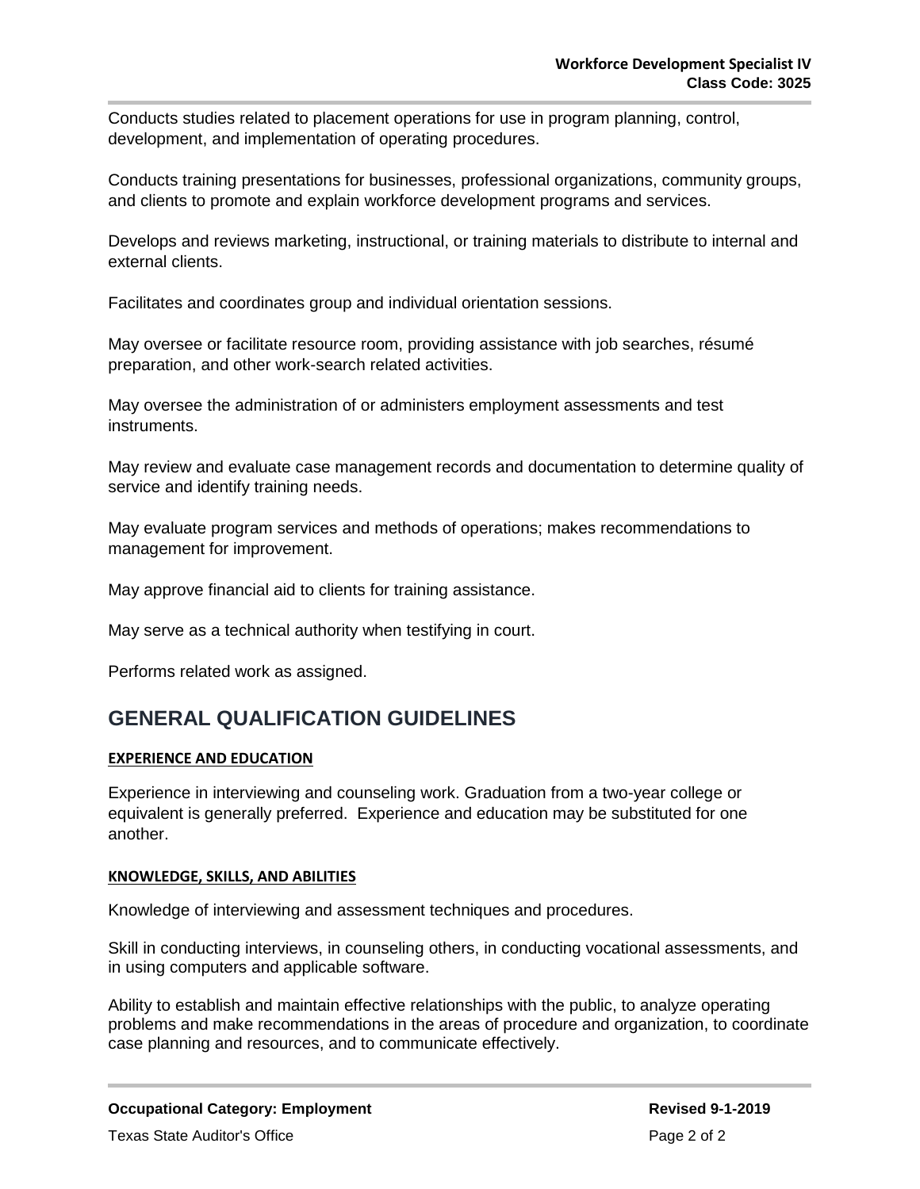Conducts studies related to placement operations for use in program planning, control, development, and implementation of operating procedures.

Conducts training presentations for businesses, professional organizations, community groups, and clients to promote and explain workforce development programs and services.

Develops and reviews marketing, instructional, or training materials to distribute to internal and external clients.

Facilitates and coordinates group and individual orientation sessions.

May oversee or facilitate resource room, providing assistance with job searches, résumé preparation, and other work-search related activities.

May oversee the administration of or administers employment assessments and test instruments.

May review and evaluate case management records and documentation to determine quality of service and identify training needs.

May evaluate program services and methods of operations; makes recommendations to management for improvement.

May approve financial aid to clients for training assistance.

May serve as a technical authority when testifying in court.

Performs related work as assigned.

## GENERAL QUALIFICATION GUIDELINES

### EXPERIENCE AND EDUCATION

Experience in interviewing and counseling work. Graduation from a two-year college or equivalent is generally preferred. Experience and education may be substituted for one another.

### KNOWLEDGE, SKILLS, AND ABILITIES

Knowledge of interviewing and assessment techniques and procedures.

Skill in conducting interviews, in counseling others, in conducting vocational assessments, and in using computers and applicable software.

Ability to establish and maintain effective relationships with the public, to analyze operating problems and make recommendations in the areas of procedure and organization, to coordinate case planning and resources, and to communicate effectively.

**Occupational Category: Employment** **Revised 9-1-2019**